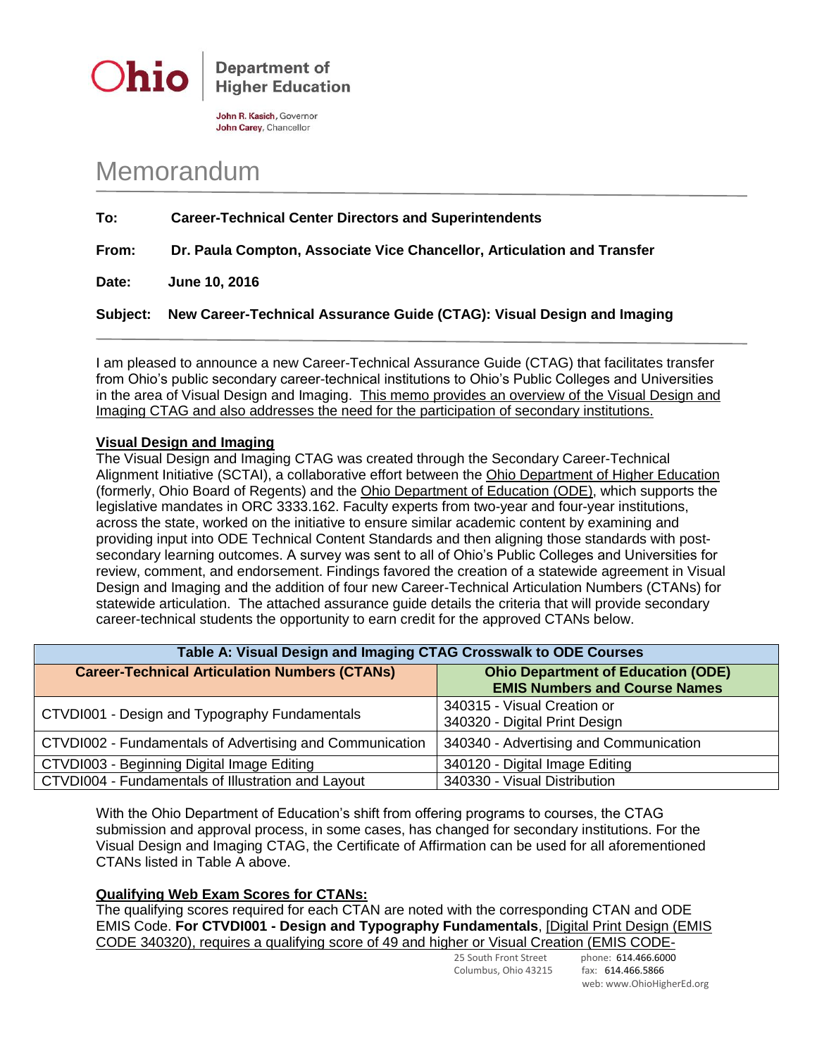**Ohio** Department of Higher Education

John R. Kasich, Governor
John Carey, Chancellor

# Memorandum

**To:** Career-Technical Center Directors and Superintendents

**From:** Dr. Paula Compton, Associate Vice Chancellor, Articulation and Transfer

**Date:** June 10, 2016

**Subject:** New Career-Technical Assurance Guide (CTAG): Visual Design and Imaging

I am pleased to announce a new Career-Technical Assurance Guide (CTAG) that facilitates transfer from Ohio's public secondary career-technical institutions to Ohio's Public Colleges and Universities in the area of Visual Design and Imaging. This memo provides an overview of the Visual Design and Imaging CTAG and also addresses the need for the participation of secondary institutions.

## Visual Design and Imaging

The Visual Design and Imaging CTAG was created through the Secondary Career-Technical Alignment Initiative (SCTAI), a collaborative effort between the Ohio Department of Higher Education (formerly, Ohio Board of Regents) and the Ohio Department of Education (ODE), which supports the legislative mandates in ORC 3333.162. Faculty experts from two-year and four-year institutions, across the state, worked on the initiative to ensure similar academic content by examining and providing input into ODE Technical Content Standards and then aligning those standards with post-secondary learning outcomes. A survey was sent to all of Ohio's Public Colleges and Universities for review, comment, and endorsement. Findings favored the creation of a statewide agreement in Visual Design and Imaging and the addition of four new Career-Technical Articulation Numbers (CTANs) for statewide articulation. The attached assurance guide details the criteria that will provide secondary career-technical students the opportunity to earn credit for the approved CTANs below.

| Table A: Visual Design and Imaging CTAG Crosswalk to ODE Courses | |
|---|---|
| **Career-Technical Articulation Numbers (CTANs)** | **Ohio Department of Education (ODE) EMIS Numbers and Course Names** |
| CTVDI001 - Design and Typography Fundamentals | 340315 - Visual Creation or 340320 - Digital Print Design |
| CTVDI002 - Fundamentals of Advertising and Communication | 340340 - Advertising and Communication |
| CTVDI003 - Beginning Digital Image Editing | 340120 - Digital Image Editing |
| CTVDI004 - Fundamentals of Illustration and Layout | 340330 - Visual Distribution |

With the Ohio Department of Education's shift from offering programs to courses, the CTAG submission and approval process, in some cases, has changed for secondary institutions. For the Visual Design and Imaging CTAG, the Certificate of Affirmation can be used for all aforementioned CTANs listed in Table A above.

## Qualifying Web Exam Scores for CTANs:

The qualifying scores required for each CTAN are noted with the corresponding CTAN and ODE EMIS Code. **For CTVDI001 - Design and Typography Fundamentals**, [Digital Print Design (EMIS CODE 340320), requires a qualifying score of 49 and higher or Visual Creation (EMIS CODE-

25 South Front Street
Columbus, Ohio 43215
phone: 614.466.6000
fax: 614.466.5866
web: www.OhioHigherEd.org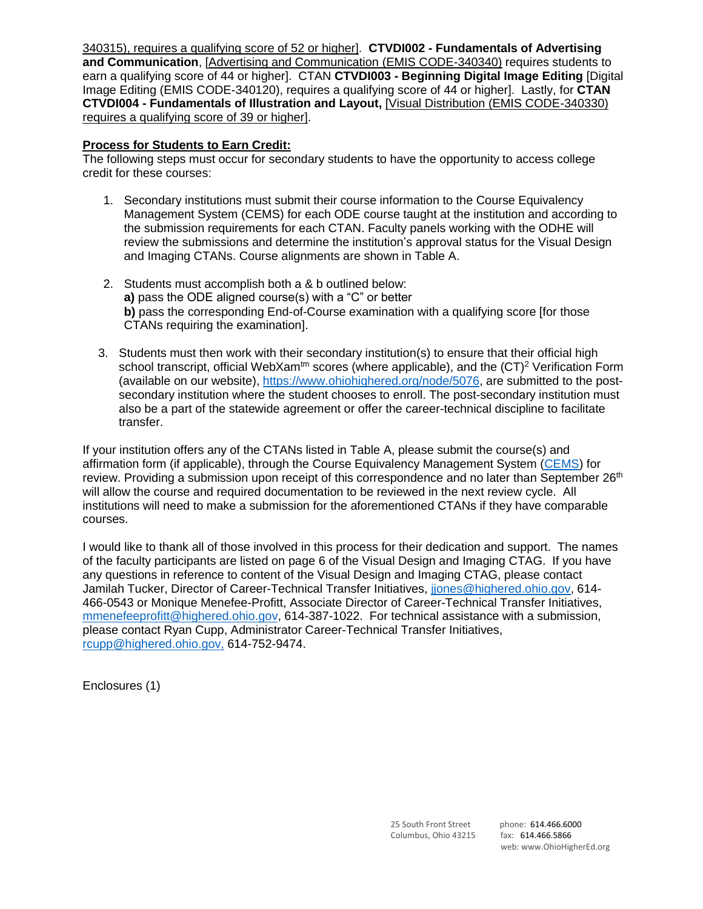340315), requires a qualifying score of 52 or higher]. **CTVDI002 - Fundamentals of Advertising and Communication**, [Advertising and Communication (EMIS CODE-340340) requires students to earn a qualifying score of 44 or higher]. CTAN **CTVDI003 - Beginning Digital Image Editing** [Digital Image Editing (EMIS CODE-340120), requires a qualifying score of 44 or higher]. Lastly, for **CTAN CTVDI004 - Fundamentals of Illustration and Layout,** [Visual Distribution (EMIS CODE-340330) requires a qualifying score of 39 or higher].

**Process for Students to Earn Credit:**

The following steps must occur for secondary students to have the opportunity to access college credit for these courses:

1. Secondary institutions must submit their course information to the Course Equivalency Management System (CEMS) for each ODE course taught at the institution and according to the submission requirements for each CTAN. Faculty panels working with the ODHE will review the submissions and determine the institution's approval status for the Visual Design and Imaging CTANs. Course alignments are shown in Table A.

2. Students must accomplish both a & b outlined below:
   **a)** pass the ODE aligned course(s) with a "C" or better
   **b)** pass the corresponding End-of-Course examination with a qualifying score [for those CTANs requiring the examination].

3. Students must then work with their secondary institution(s) to ensure that their official high school transcript, official WebXam™ scores (where applicable), and the (CT)$^2$ Verification Form (available on our website), https://www.ohiohighered.org/node/5076, are submitted to the post-secondary institution where the student chooses to enroll. The post-secondary institution must also be a part of the statewide agreement or offer the career-technical discipline to facilitate transfer.

If your institution offers any of the CTANs listed in Table A, please submit the course(s) and affirmation form (if applicable), through the Course Equivalency Management System (CEMS) for review. Providing a submission upon receipt of this correspondence and no later than September 26th will allow the course and required documentation to be reviewed in the next review cycle. All institutions will need to make a submission for the aforementioned CTANs if they have comparable courses.

I would like to thank all of those involved in this process for their dedication and support. The names of the faculty participants are listed on page 6 of the Visual Design and Imaging CTAG. If you have any questions in reference to content of the Visual Design and Imaging CTAG, please contact Jamilah Tucker, Director of Career-Technical Transfer Initiatives, jjones@highered.ohio.gov, 614-466-0543 or Monique Menefee-Profitt, Associate Director of Career-Technical Transfer Initiatives, mmenefeeprofitt@highered.ohio.gov, 614-387-1022. For technical assistance with a submission, please contact Ryan Cupp, Administrator Career-Technical Transfer Initiatives, rcupp@highered.ohio.gov, 614-752-9474.

Enclosures (1)

25 South Front Street
Columbus, Ohio 43215

phone: 614.466.6000
fax: 614.466.5866
web: www.OhioHigherEd.org